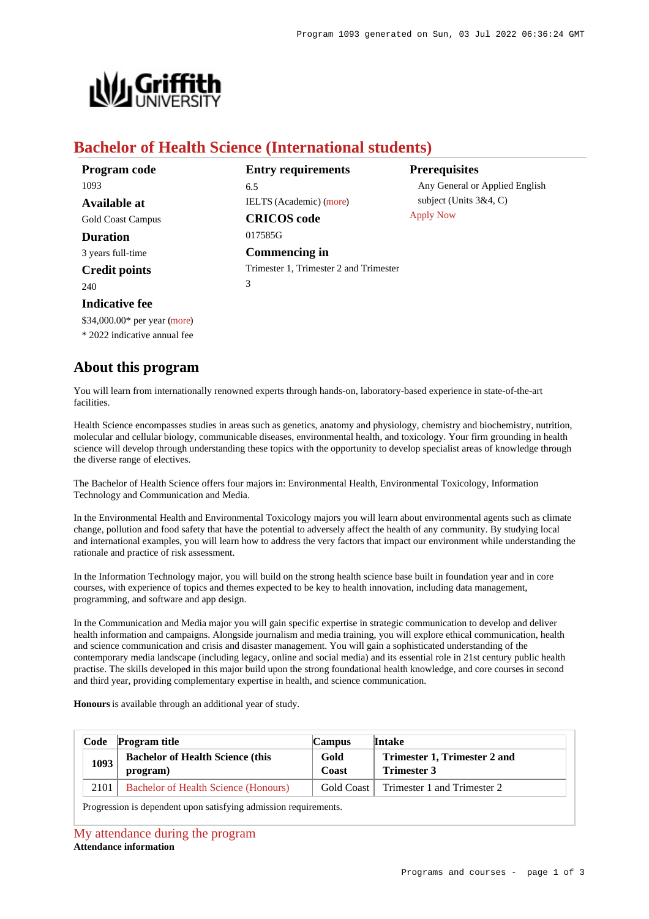# Bachelor of Health Science (International students)

**Program code**
1093

**Available at**
Gold Coast Campus

**Duration**
3 years full-time

**Credit points**
240

**Indicative fee**
$34,000.00* per year (more)
* 2022 indicative annual fee

**Entry requirements**
6.5
IELTS (Academic) (more)

**CRICOS code**
017585G

**Commencing in**
Trimester 1, Trimester 2 and Trimester 3

**Prerequisites**
Any General or Applied English subject (Units 3&4, C)

Apply Now

## About this program

You will learn from internationally renowned experts through hands-on, laboratory-based experience in state-of-the-art facilities.

Health Science encompasses studies in areas such as genetics, anatomy and physiology, chemistry and biochemistry, nutrition, molecular and cellular biology, communicable diseases, environmental health, and toxicology. Your firm grounding in health science will develop through understanding these topics with the opportunity to develop specialist areas of knowledge through the diverse range of electives.

The Bachelor of Health Science offers four majors in: Environmental Health, Environmental Toxicology, Information Technology and Communication and Media.

In the Environmental Health and Environmental Toxicology majors you will learn about environmental agents such as climate change, pollution and food safety that have the potential to adversely affect the health of any community. By studying local and international examples, you will learn how to address the very factors that impact our environment while understanding the rationale and practice of risk assessment.

In the Information Technology major, you will build on the strong health science base built in foundation year and in core courses, with experience of topics and themes expected to be key to health innovation, including data management, programming, and software and app design.

In the Communication and Media major you will gain specific expertise in strategic communication to develop and deliver health information and campaigns. Alongside journalism and media training, you will explore ethical communication, health and science communication and crisis and disaster management. You will gain a sophisticated understanding of the contemporary media landscape (including legacy, online and social media) and its essential role in 21st century public health practise. The skills developed in this major build upon the strong foundational health knowledge, and core courses in second and third year, providing complementary expertise in health, and science communication.

**Honours** is available through an additional year of study.

| Code | Program title | Campus | Intake |
|---|---|---|---|
| **1093** | **Bachelor of Health Science (this program)** | **Gold Coast** | **Trimester 1, Trimester 2 and Trimester 3** |
| 2101 | Bachelor of Health Science (Honours) | Gold Coast | Trimester 1 and Trimester 2 |

Progression is dependent upon satisfying admission requirements.

## My attendance during the program

**Attendance information**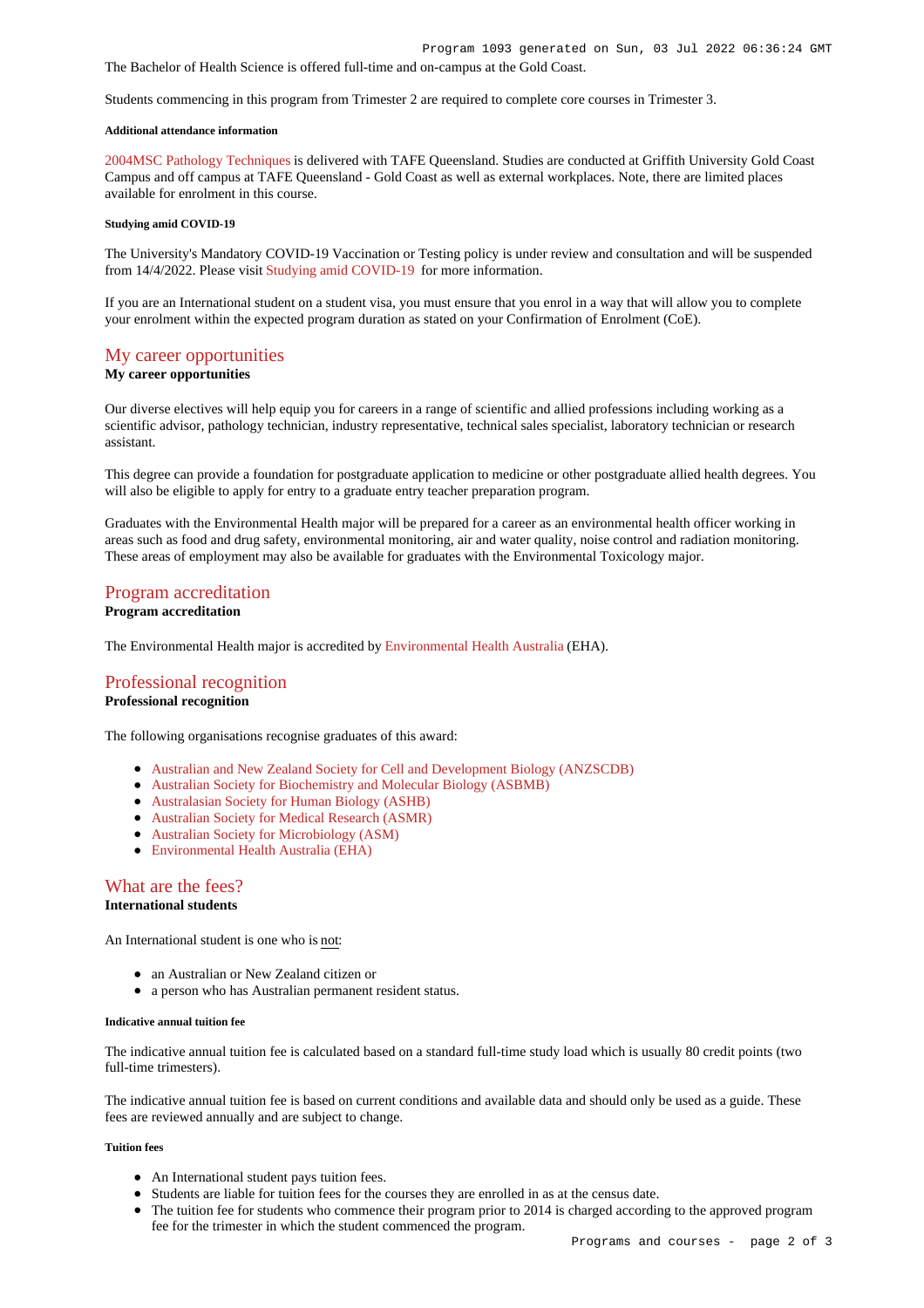The Bachelor of Health Science is offered full-time and on-campus at the Gold Coast.

Students commencing in this program from Trimester 2 are required to complete core courses in Trimester 3.

#### Additional attendance information

2004MSC Pathology Techniques is delivered with TAFE Queensland. Studies are conducted at Griffith University Gold Coast Campus and off campus at TAFE Queensland - Gold Coast as well as external workplaces. Note, there are limited places available for enrolment in this course.

#### Studying amid COVID-19

The University's Mandatory COVID-19 Vaccination or Testing policy is under review and consultation and will be suspended from 14/4/2022. Please visit Studying amid COVID-19 for more information.

If you are an International student on a student visa, you must ensure that you enrol in a way that will allow you to complete your enrolment within the expected program duration as stated on your Confirmation of Enrolment (CoE).

## My career opportunities

**My career opportunities**

Our diverse electives will help equip you for careers in a range of scientific and allied professions including working as a scientific advisor, pathology technician, industry representative, technical sales specialist, laboratory technician or research assistant.

This degree can provide a foundation for postgraduate application to medicine or other postgraduate allied health degrees. You will also be eligible to apply for entry to a graduate entry teacher preparation program.

Graduates with the Environmental Health major will be prepared for a career as an environmental health officer working in areas such as food and drug safety, environmental monitoring, air and water quality, noise control and radiation monitoring. These areas of employment may also be available for graduates with the Environmental Toxicology major.

## Program accreditation

**Program accreditation**

The Environmental Health major is accredited by Environmental Health Australia (EHA).

## Professional recognition

**Professional recognition**

The following organisations recognise graduates of this award:

- Australian and New Zealand Society for Cell and Development Biology (ANZSCDB)
- Australian Society for Biochemistry and Molecular Biology (ASBMB)
- Australasian Society for Human Biology (ASHB)
- Australian Society for Medical Research (ASMR)
- Australian Society for Microbiology (ASM)
- Environmental Health Australia (EHA)

## What are the fees?

**International students**

An International student is one who is not:

- an Australian or New Zealand citizen or
- a person who has Australian permanent resident status.

#### Indicative annual tuition fee

The indicative annual tuition fee is calculated based on a standard full-time study load which is usually 80 credit points (two full-time trimesters).

The indicative annual tuition fee is based on current conditions and available data and should only be used as a guide. These fees are reviewed annually and are subject to change.

#### Tuition fees

- An International student pays tuition fees.
- Students are liable for tuition fees for the courses they are enrolled in as at the census date.
- The tuition fee for students who commence their program prior to 2014 is charged according to the approved program fee for the trimester in which the student commenced the program.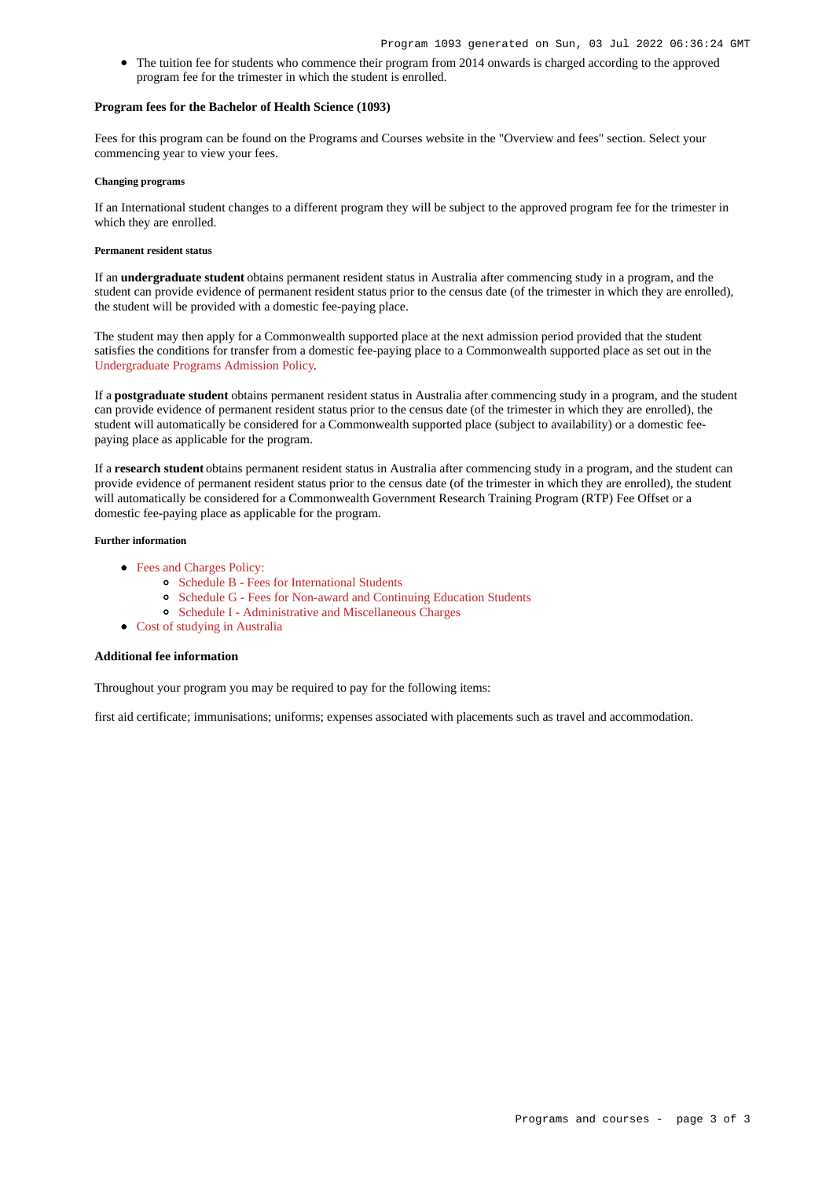- The tuition fee for students who commence their program from 2014 onwards is charged according to the approved program fee for the trimester in which the student is enrolled.

### Program fees for the Bachelor of Health Science (1093)

Fees for this program can be found on the Programs and Courses website in the "Overview and fees" section. Select your commencing year to view your fees.

#### Changing programs

If an International student changes to a different program they will be subject to the approved program fee for the trimester in which they are enrolled.

#### Permanent resident status

If an **undergraduate student** obtains permanent resident status in Australia after commencing study in a program, and the student can provide evidence of permanent resident status prior to the census date (of the trimester in which they are enrolled), the student will be provided with a domestic fee-paying place.

The student may then apply for a Commonwealth supported place at the next admission period provided that the student satisfies the conditions for transfer from a domestic fee-paying place to a Commonwealth supported place as set out in the Undergraduate Programs Admission Policy.

If a **postgraduate student** obtains permanent resident status in Australia after commencing study in a program, and the student can provide evidence of permanent resident status prior to the census date (of the trimester in which they are enrolled), the student will automatically be considered for a Commonwealth supported place (subject to availability) or a domestic fee-paying place as applicable for the program.

If a **research student** obtains permanent resident status in Australia after commencing study in a program, and the student can provide evidence of permanent resident status prior to the census date (of the trimester in which they are enrolled), the student will automatically be considered for a Commonwealth Government Research Training Program (RTP) Fee Offset or a domestic fee-paying place as applicable for the program.

#### Further information

- Fees and Charges Policy:
  - Schedule B - Fees for International Students
  - Schedule G - Fees for Non-award and Continuing Education Students
  - Schedule I - Administrative and Miscellaneous Charges
- Cost of studying in Australia

### Additional fee information

Throughout your program you may be required to pay for the following items:

first aid certificate; immunisations; uniforms; expenses associated with placements such as travel and accommodation.